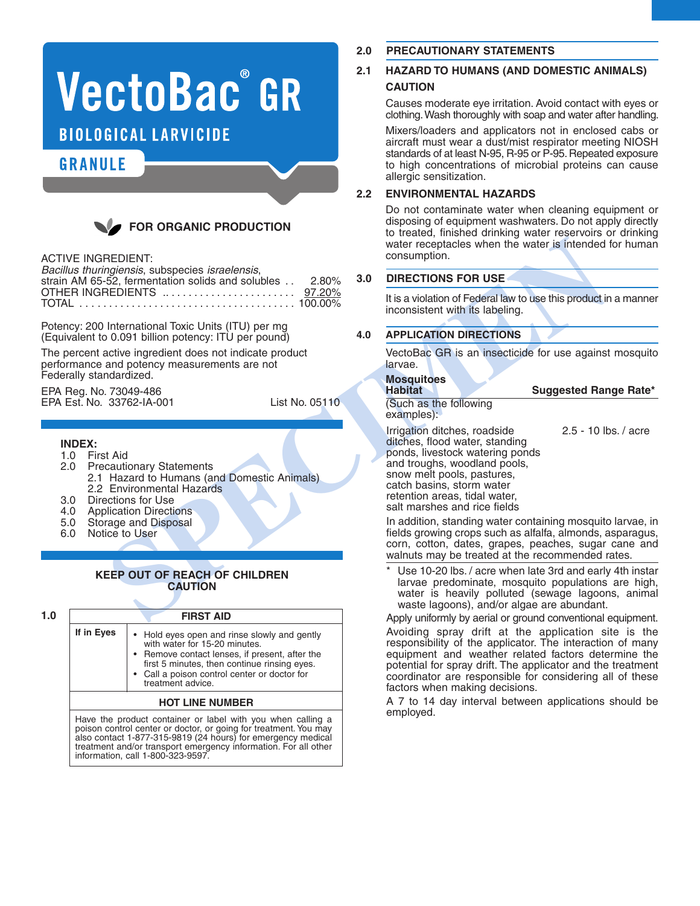# VectoBac® GR

## BIOLOGICAL LARVICIDE

## GRANULE

**FOR ORGANIC PRODUCTION**

ACTIVE INGREDIENT:
*Bacillus thuringiensis*, subspecies *israelensis*,
strain AM 65-52, fermentation solids and solubles . . 2.80%
OTHER INGREDIENTS ........................ 97.20%
TOTAL ...................................... 100.00%

Potency: 200 International Toxic Units (ITU) per mg
(Equivalent to 0.091 billion potency: ITU per pound)

The percent active ingredient does not indicate product performance and potency measurements are not Federally standardized.

EPA Reg. No. 73049-486
EPA Est. No. 33762-IA-001 List No. 05110

**INDEX:**
1.0 First Aid
2.0 Precautionary Statements
  2.1 Hazard to Humans (and Domestic Animals)
  2.2 Environmental Hazards
3.0 Directions for Use
4.0 Application Directions
5.0 Storage and Disposal
6.0 Notice to User

**KEEP OUT OF REACH OF CHILDREN**
**CAUTION**

## 1.0 FIRST AID

| | |
|---|---|
| **If in Eyes** | • Hold eyes open and rinse slowly and gently with water for 15-20 minutes. • Remove contact lenses, if present, after the first 5 minutes, then continue rinsing eyes. • Call a poison control center or doctor for treatment advice. |

**HOT LINE NUMBER**

Have the product container or label with you when calling a poison control center or doctor, or going for treatment. You may also contact 1-877-315-9819 (24 hours) for emergency medical treatment and/or transport emergency information. For all other information, call 1-800-323-9597.

## 2.0 PRECAUTIONARY STATEMENTS

### 2.1 HAZARD TO HUMANS (AND DOMESTIC ANIMALS)

**CAUTION**

Causes moderate eye irritation. Avoid contact with eyes or clothing. Wash thoroughly with soap and water after handling.

Mixers/loaders and applicators not in enclosed cabs or aircraft must wear a dust/mist respirator meeting NIOSH standards of at least N-95, R-95 or P-95. Repeated exposure to high concentrations of microbial proteins can cause allergic sensitization.

### 2.2 ENVIRONMENTAL HAZARDS

Do not contaminate water when cleaning equipment or disposing of equipment washwaters. Do not apply directly to treated, finished drinking water reservoirs or drinking water receptacles when the water is intended for human consumption.

## 3.0 DIRECTIONS FOR USE

It is a violation of Federal law to use this product in a manner inconsistent with its labeling.

## 4.0 APPLICATION DIRECTIONS

VectoBac GR is an insecticide for use against mosquito larvae.

| **Mosquitoes Habitat** (Such as the following examples): | **Suggested Range Rate*** |
|---|---|
| Irrigation ditches, roadside ditches, flood water, standing ponds, livestock watering ponds and troughs, woodland pools, snow melt pools, pastures, catch basins, storm water retention areas, tidal water, salt marshes and rice fields | 2.5 - 10 lbs. / acre |

In addition, standing water containing mosquito larvae, in fields growing crops such as alfalfa, almonds, asparagus, corn, cotton, dates, grapes, peaches, sugar cane and walnuts may be treated at the recommended rates.

\* Use 10-20 lbs. / acre when late 3rd and early 4th instar larvae predominate, mosquito populations are high, water is heavily polluted (sewage lagoons, animal waste lagoons), and/or algae are abundant.

Apply uniformly by aerial or ground conventional equipment.

Avoiding spray drift at the application site is the responsibility of the applicator. The interaction of many equipment and weather related factors determine the potential for spray drift. The applicator and the treatment coordinator are responsible for considering all of these factors when making decisions.

A 7 to 14 day interval between applications should be employed.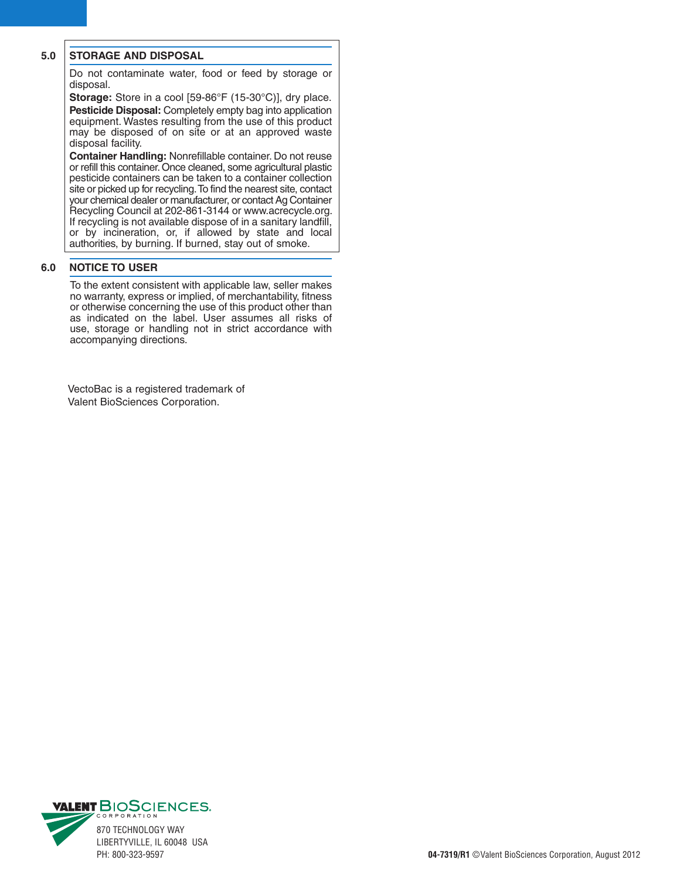## 5.0 STORAGE AND DISPOSAL

Do not contaminate water, food or feed by storage or disposal.

**Storage:** Store in a cool [59-86°F (15-30°C)], dry place.

**Pesticide Disposal:** Completely empty bag into application equipment. Wastes resulting from the use of this product may be disposed of on site or at an approved waste disposal facility.

**Container Handling:** Nonrefillable container. Do not reuse or refill this container. Once cleaned, some agricultural plastic pesticide containers can be taken to a container collection site or picked up for recycling. To find the nearest site, contact your chemical dealer or manufacturer, or contact Ag Container Recycling Council at 202-861-3144 or www.acrecycle.org. If recycling is not available dispose of in a sanitary landfill, or by incineration, or, if allowed by state and local authorities, by burning. If burned, stay out of smoke.

## 6.0 NOTICE TO USER

To the extent consistent with applicable law, seller makes no warranty, express or implied, of merchantability, fitness or otherwise concerning the use of this product other than as indicated on the label. User assumes all risks of use, storage or handling not in strict accordance with accompanying directions.

VectoBac is a registered trademark of
Valent BioSciences Corporation.

VALENT BIOSCIENCES CORPORATION
870 TECHNOLOGY WAY
LIBERTYVILLE, IL 60048 USA
PH: 800-323-9597

**04-7319/R1** ©Valent BioSciences Corporation, August 2012